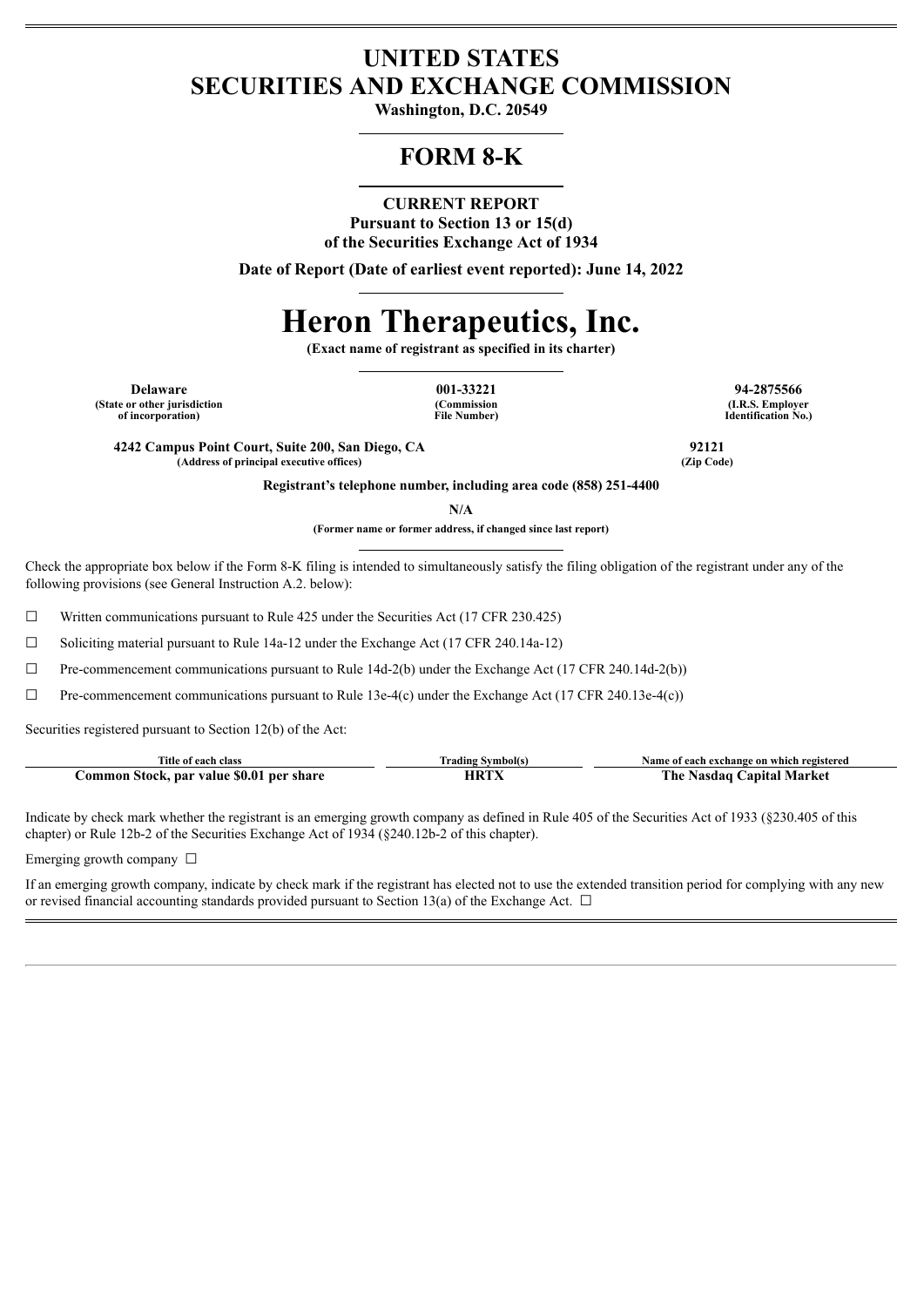# UNITED STATES
# SECURITIES AND EXCHANGE COMMISSION

**Washington, D.C. 20549**

## FORM 8-K

**CURRENT REPORT**
**Pursuant to Section 13 or 15(d)**
**of the Securities Exchange Act of 1934**

**Date of Report (Date of earliest event reported): June 14, 2022**

# Heron Therapeutics, Inc.

**(Exact name of registrant as specified in its charter)**

| Delaware | 001-33221 | 94-2875566 |
|---|---|---|
| (State or other jurisdiction of incorporation) | (Commission File Number) | (I.R.S. Employer Identification No.) |

| 4242 Campus Point Court, Suite 200, San Diego, CA | 92121 |
|---|---|
| (Address of principal executive offices) | (Zip Code) |

**Registrant's telephone number, including area code (858) 251-4400**

**N/A**

**(Former name or former address, if changed since last report)**

Check the appropriate box below if the Form 8-K filing is intended to simultaneously satisfy the filing obligation of the registrant under any of the following provisions (see General Instruction A.2. below):

☐ Written communications pursuant to Rule 425 under the Securities Act (17 CFR 230.425)

☐ Soliciting material pursuant to Rule 14a-12 under the Exchange Act (17 CFR 240.14a-12)

☐ Pre-commencement communications pursuant to Rule 14d-2(b) under the Exchange Act (17 CFR 240.14d-2(b))

☐ Pre-commencement communications pursuant to Rule 13e-4(c) under the Exchange Act (17 CFR 240.13e-4(c))

Securities registered pursuant to Section 12(b) of the Act:

| Title of each class | Trading Symbol(s) | Name of each exchange on which registered |
|---|---|---|
| **Common Stock, par value $0.01 per share** | **HRTX** | **The Nasdaq Capital Market** |

Indicate by check mark whether the registrant is an emerging growth company as defined in Rule 405 of the Securities Act of 1933 (§230.405 of this chapter) or Rule 12b-2 of the Securities Exchange Act of 1934 (§240.12b-2 of this chapter).

Emerging growth company ☐

If an emerging growth company, indicate by check mark if the registrant has elected not to use the extended transition period for complying with any new or revised financial accounting standards provided pursuant to Section 13(a) of the Exchange Act. ☐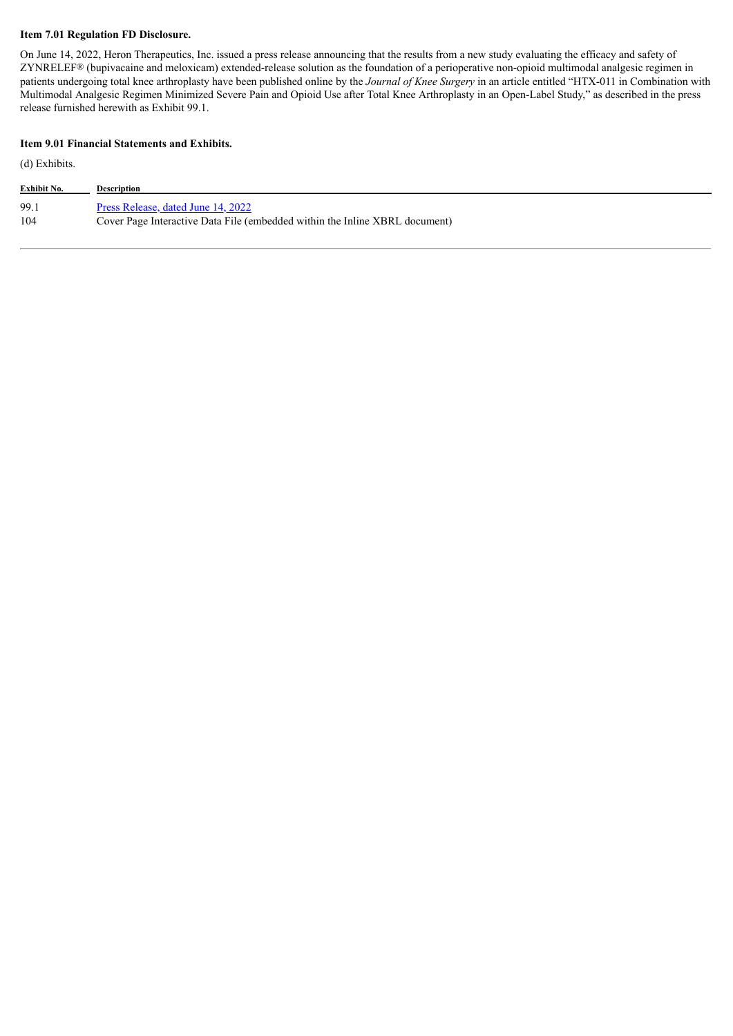**Item 7.01 Regulation FD Disclosure.**

On June 14, 2022, Heron Therapeutics, Inc. issued a press release announcing that the results from a new study evaluating the efficacy and safety of ZYNRELEF® (bupivacaine and meloxicam) extended-release solution as the foundation of a perioperative non-opioid multimodal analgesic regimen in patients undergoing total knee arthroplasty have been published online by the *Journal of Knee Surgery* in an article entitled "HTX-011 in Combination with Multimodal Analgesic Regimen Minimized Severe Pain and Opioid Use after Total Knee Arthroplasty in an Open-Label Study," as described in the press release furnished herewith as Exhibit 99.1.

**Item 9.01 Financial Statements and Exhibits.**

(d) Exhibits.

| Exhibit No. | Description |
|---|---|
| 99.1 | Press Release, dated June 14, 2022 |
| 104 | Cover Page Interactive Data File (embedded within the Inline XBRL document) |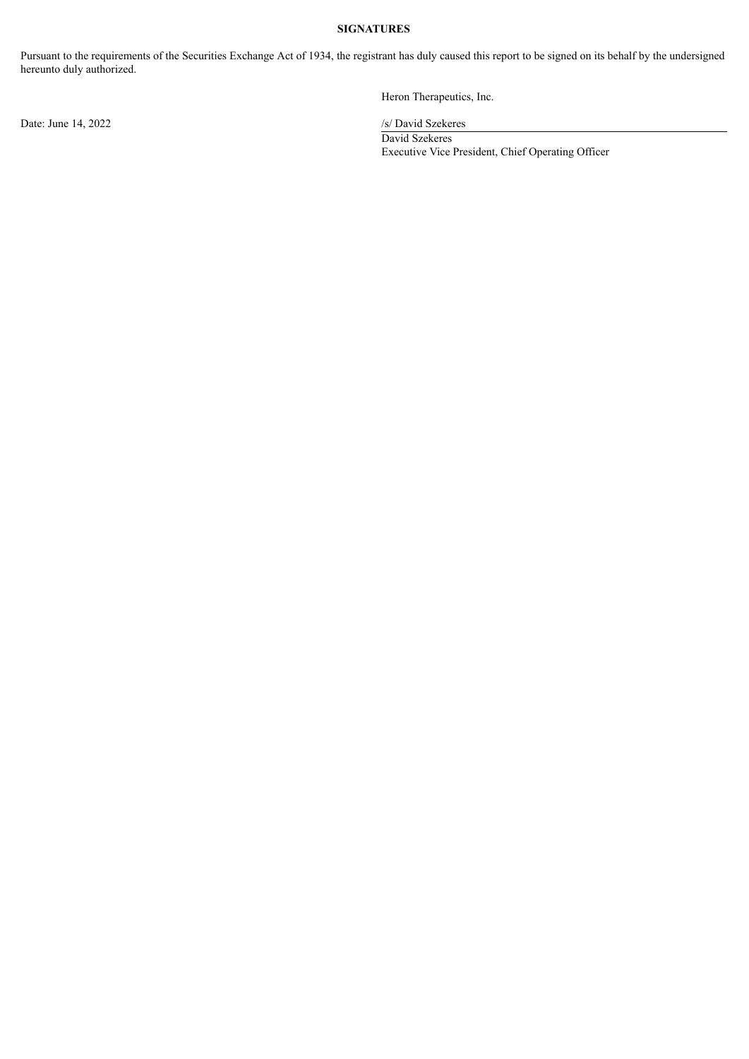**SIGNATURES**

Pursuant to the requirements of the Securities Exchange Act of 1934, the registrant has duly caused this report to be signed on its behalf by the undersigned hereunto duly authorized.

Heron Therapeutics, Inc.

Date: June 14, 2022

/s/ David Szekeres

David Szekeres

Executive Vice President, Chief Operating Officer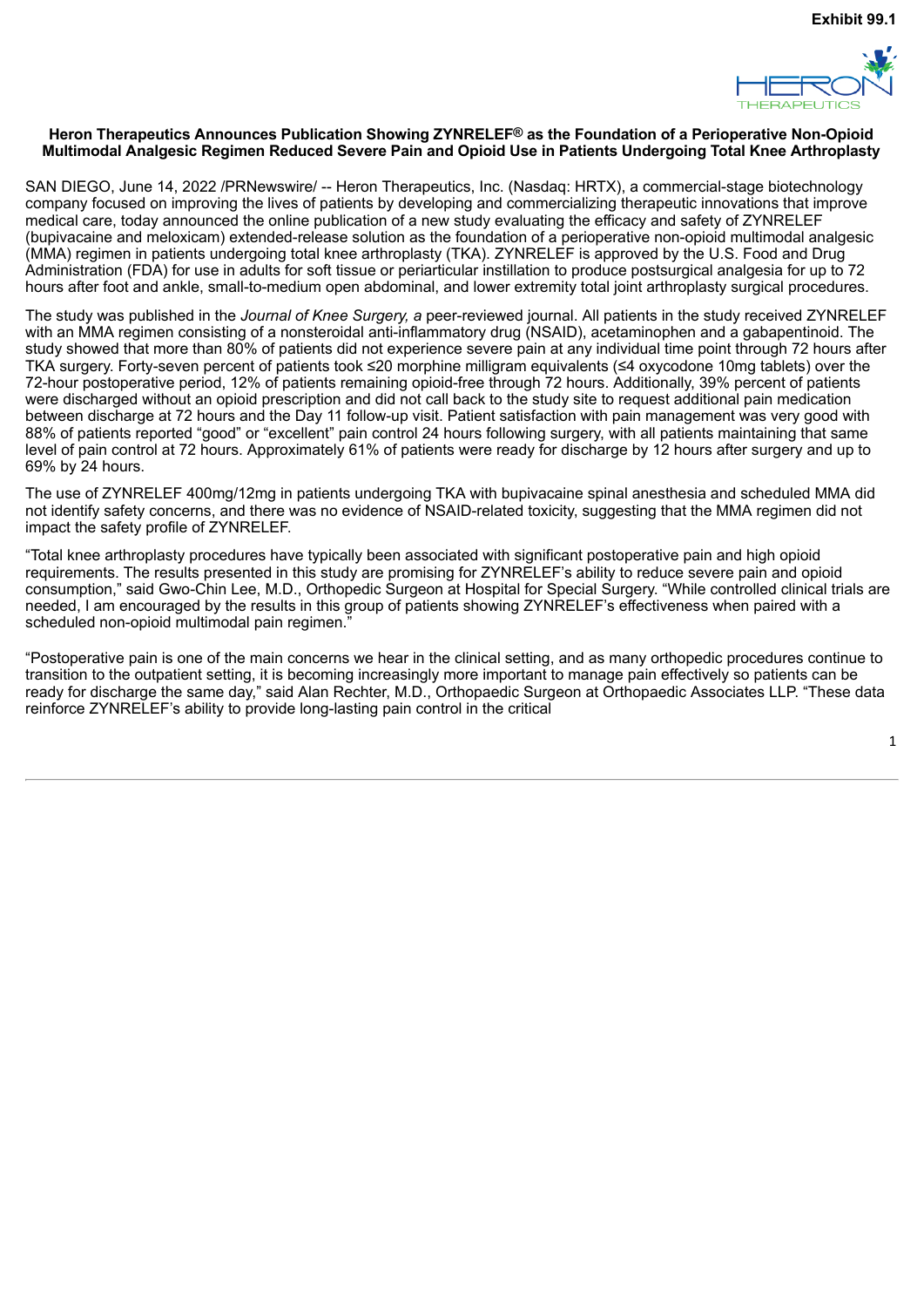**Exhibit 99.1**

**Heron Therapeutics Announces Publication Showing ZYNRELEF® as the Foundation of a Perioperative Non-Opioid Multimodal Analgesic Regimen Reduced Severe Pain and Opioid Use in Patients Undergoing Total Knee Arthroplasty**

SAN DIEGO, June 14, 2022 /PRNewswire/ -- Heron Therapeutics, Inc. (Nasdaq: HRTX), a commercial-stage biotechnology company focused on improving the lives of patients by developing and commercializing therapeutic innovations that improve medical care, today announced the online publication of a new study evaluating the efficacy and safety of ZYNRELEF (bupivacaine and meloxicam) extended-release solution as the foundation of a perioperative non-opioid multimodal analgesic (MMA) regimen in patients undergoing total knee arthroplasty (TKA). ZYNRELEF is approved by the U.S. Food and Drug Administration (FDA) for use in adults for soft tissue or periarticular instillation to produce postsurgical analgesia for up to 72 hours after foot and ankle, small-to-medium open abdominal, and lower extremity total joint arthroplasty surgical procedures.

The study was published in the *Journal of Knee Surgery, a* peer-reviewed journal. All patients in the study received ZYNRELEF with an MMA regimen consisting of a nonsteroidal anti-inflammatory drug (NSAID), acetaminophen and a gabapentinoid. The study showed that more than 80% of patients did not experience severe pain at any individual time point through 72 hours after TKA surgery. Forty-seven percent of patients took ≤20 morphine milligram equivalents (≤4 oxycodone 10mg tablets) over the 72-hour postoperative period, 12% of patients remaining opioid-free through 72 hours. Additionally, 39% percent of patients were discharged without an opioid prescription and did not call back to the study site to request additional pain medication between discharge at 72 hours and the Day 11 follow-up visit. Patient satisfaction with pain management was very good with 88% of patients reported "good" or "excellent" pain control 24 hours following surgery, with all patients maintaining that same level of pain control at 72 hours. Approximately 61% of patients were ready for discharge by 12 hours after surgery and up to 69% by 24 hours.

The use of ZYNRELEF 400mg/12mg in patients undergoing TKA with bupivacaine spinal anesthesia and scheduled MMA did not identify safety concerns, and there was no evidence of NSAID-related toxicity, suggesting that the MMA regimen did not impact the safety profile of ZYNRELEF.

"Total knee arthroplasty procedures have typically been associated with significant postoperative pain and high opioid requirements. The results presented in this study are promising for ZYNRELEF's ability to reduce severe pain and opioid consumption," said Gwo-Chin Lee, M.D., Orthopedic Surgeon at Hospital for Special Surgery. "While controlled clinical trials are needed, I am encouraged by the results in this group of patients showing ZYNRELEF's effectiveness when paired with a scheduled non-opioid multimodal pain regimen."

"Postoperative pain is one of the main concerns we hear in the clinical setting, and as many orthopedic procedures continue to transition to the outpatient setting, it is becoming increasingly more important to manage pain effectively so patients can be ready for discharge the same day," said Alan Rechter, M.D., Orthopaedic Surgeon at Orthopaedic Associates LLP. "These data reinforce ZYNRELEF's ability to provide long-lasting pain control in the critical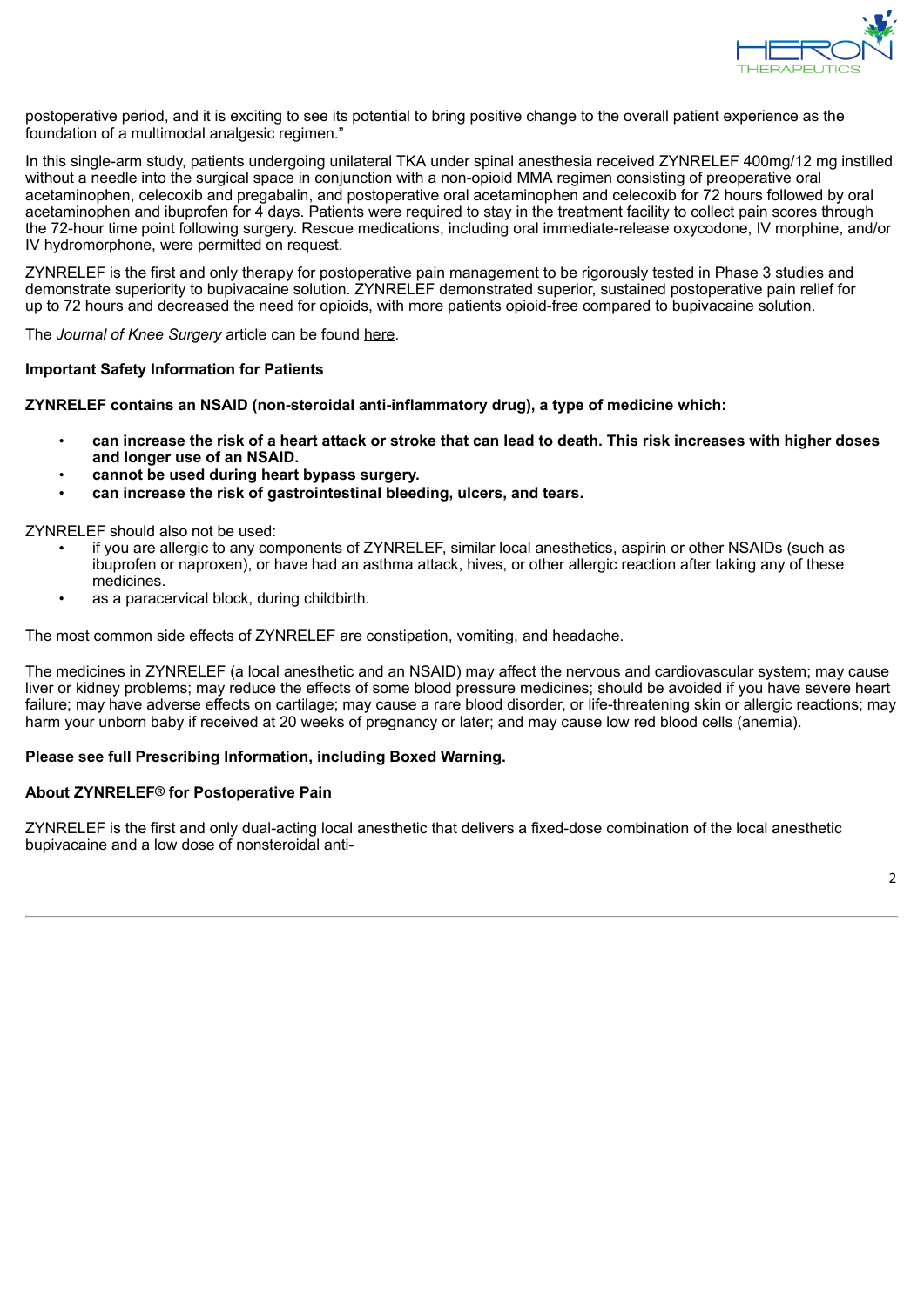postoperative period, and it is exciting to see its potential to bring positive change to the overall patient experience as the foundation of a multimodal analgesic regimen."

In this single-arm study, patients undergoing unilateral TKA under spinal anesthesia received ZYNRELEF 400mg/12 mg instilled without a needle into the surgical space in conjunction with a non-opioid MMA regimen consisting of preoperative oral acetaminophen, celecoxib and pregabalin, and postoperative oral acetaminophen and celecoxib for 72 hours followed by oral acetaminophen and ibuprofen for 4 days. Patients were required to stay in the treatment facility to collect pain scores through the 72-hour time point following surgery. Rescue medications, including oral immediate-release oxycodone, IV morphine, and/or IV hydromorphone, were permitted on request.

ZYNRELEF is the first and only therapy for postoperative pain management to be rigorously tested in Phase 3 studies and demonstrate superiority to bupivacaine solution. ZYNRELEF demonstrated superior, sustained postoperative pain relief for up to 72 hours and decreased the need for opioids, with more patients opioid-free compared to bupivacaine solution.

The *Journal of Knee Surgery* article can be found here.

**Important Safety Information for Patients**

**ZYNRELEF contains an NSAID (non-steroidal anti-inflammatory drug), a type of medicine which:**

- **can increase the risk of a heart attack or stroke that can lead to death. This risk increases with higher doses and longer use of an NSAID.**
- **cannot be used during heart bypass surgery.**
- **can increase the risk of gastrointestinal bleeding, ulcers, and tears.**

ZYNRELEF should also not be used:

- if you are allergic to any components of ZYNRELEF, similar local anesthetics, aspirin or other NSAIDs (such as ibuprofen or naproxen), or have had an asthma attack, hives, or other allergic reaction after taking any of these medicines.
- as a paracervical block, during childbirth.

The most common side effects of ZYNRELEF are constipation, vomiting, and headache.

The medicines in ZYNRELEF (a local anesthetic and an NSAID) may affect the nervous and cardiovascular system; may cause liver or kidney problems; may reduce the effects of some blood pressure medicines; should be avoided if you have severe heart failure; may have adverse effects on cartilage; may cause a rare blood disorder, or life-threatening skin or allergic reactions; may harm your unborn baby if received at 20 weeks of pregnancy or later; and may cause low red blood cells (anemia).

**Please see full Prescribing Information, including Boxed Warning.**

**About ZYNRELEF® for Postoperative Pain**

ZYNRELEF is the first and only dual-acting local anesthetic that delivers a fixed-dose combination of the local anesthetic bupivacaine and a low dose of nonsteroidal anti-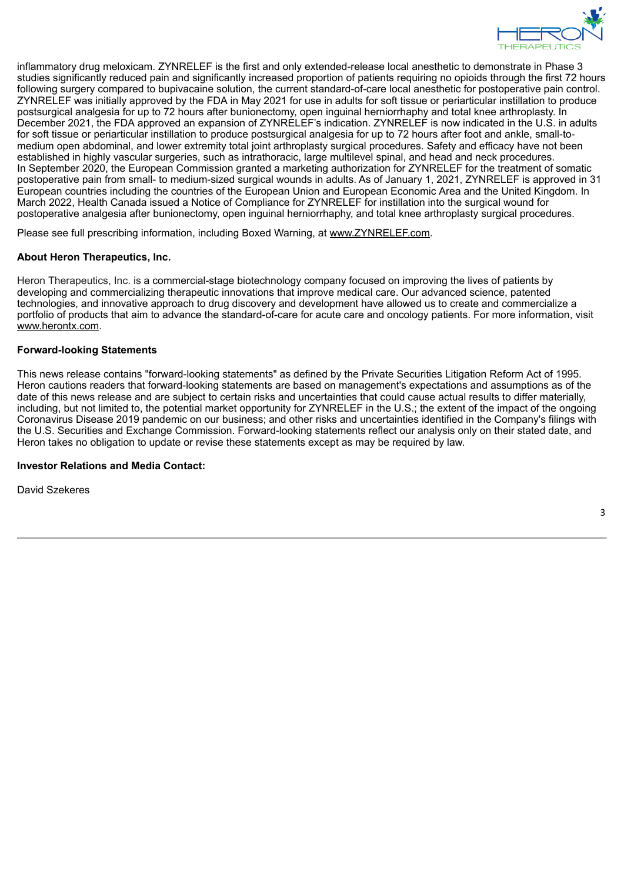inflammatory drug meloxicam. ZYNRELEF is the first and only extended-release local anesthetic to demonstrate in Phase 3 studies significantly reduced pain and significantly increased proportion of patients requiring no opioids through the first 72 hours following surgery compared to bupivacaine solution, the current standard-of-care local anesthetic for postoperative pain control. ZYNRELEF was initially approved by the FDA in May 2021 for use in adults for soft tissue or periarticular instillation to produce postsurgical analgesia for up to 72 hours after bunionectomy, open inguinal herniorrhaphy and total knee arthroplasty. In December 2021, the FDA approved an expansion of ZYNRELEF's indication. ZYNRELEF is now indicated in the U.S. in adults for soft tissue or periarticular instillation to produce postsurgical analgesia for up to 72 hours after foot and ankle, small-to-medium open abdominal, and lower extremity total joint arthroplasty surgical procedures. Safety and efficacy have not been established in highly vascular surgeries, such as intrathoracic, large multilevel spinal, and head and neck procedures. In September 2020, the European Commission granted a marketing authorization for ZYNRELEF for the treatment of somatic postoperative pain from small- to medium-sized surgical wounds in adults. As of January 1, 2021, ZYNRELEF is approved in 31 European countries including the countries of the European Union and European Economic Area and the United Kingdom. In March 2022, Health Canada issued a Notice of Compliance for ZYNRELEF for instillation into the surgical wound for postoperative analgesia after bunionectomy, open inguinal herniorrhaphy, and total knee arthroplasty surgical procedures.

Please see full prescribing information, including Boxed Warning, at www.ZYNRELEF.com.

**About Heron Therapeutics, Inc.**

Heron Therapeutics, Inc. is a commercial-stage biotechnology company focused on improving the lives of patients by developing and commercializing therapeutic innovations that improve medical care. Our advanced science, patented technologies, and innovative approach to drug discovery and development have allowed us to create and commercialize a portfolio of products that aim to advance the standard-of-care for acute care and oncology patients. For more information, visit www.herontx.com.

**Forward-looking Statements**

This news release contains "forward-looking statements" as defined by the Private Securities Litigation Reform Act of 1995. Heron cautions readers that forward-looking statements are based on management's expectations and assumptions as of the date of this news release and are subject to certain risks and uncertainties that could cause actual results to differ materially, including, but not limited to, the potential market opportunity for ZYNRELEF in the U.S.; the extent of the impact of the ongoing Coronavirus Disease 2019 pandemic on our business; and other risks and uncertainties identified in the Company's filings with the U.S. Securities and Exchange Commission. Forward-looking statements reflect our analysis only on their stated date, and Heron takes no obligation to update or revise these statements except as may be required by law.

**Investor Relations and Media Contact:**

David Szekeres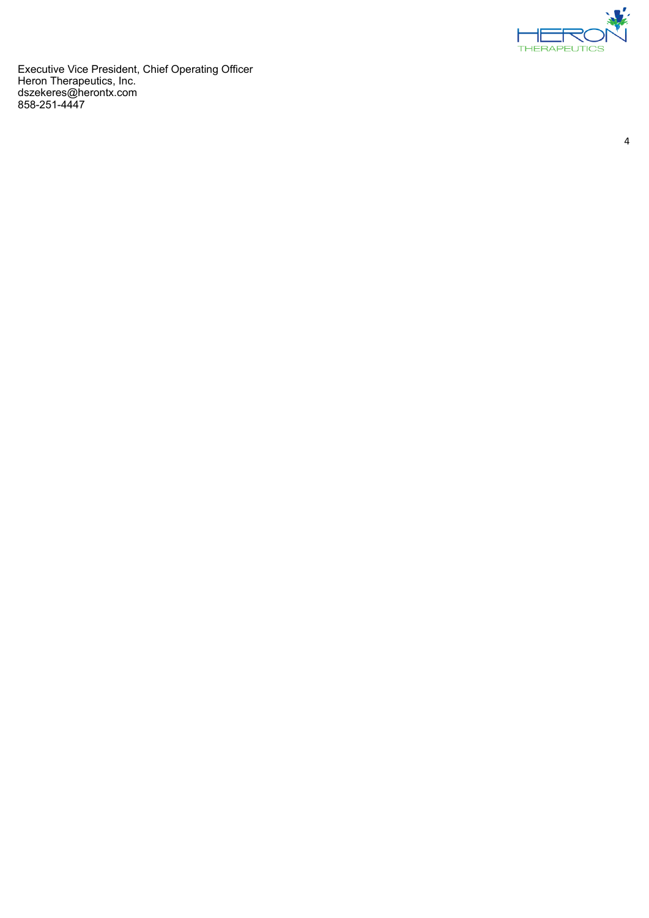Executive Vice President, Chief Operating Officer
Heron Therapeutics, Inc.
dszekeres@herontx.com
858-251-4447